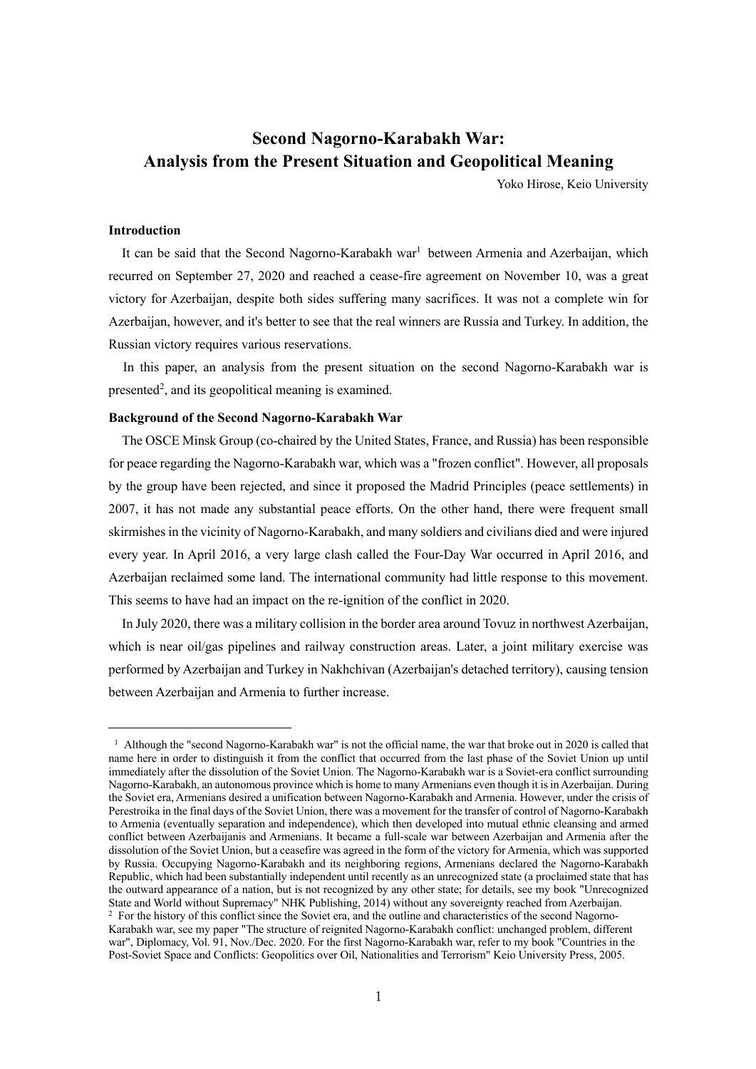# Second Nagorno-Karabakh War: Analysis from the Present Situation and Geopolitical Meaning

Yoko Hirose, Keio University

## Introduction

It can be said that the Second Nagorno-Karabakh war[1] between Armenia and Azerbaijan, which recurred on September 27, 2020 and reached a cease-fire agreement on November 10, was a great victory for Azerbaijan, despite both sides suffering many sacrifices. It was not a complete win for Azerbaijan, however, and it's better to see that the real winners are Russia and Turkey. In addition, the Russian victory requires various reservations.

In this paper, an analysis from the present situation on the second Nagorno-Karabakh war is presented[2], and its geopolitical meaning is examined.

## Background of the Second Nagorno-Karabakh War

The OSCE Minsk Group (co-chaired by the United States, France, and Russia) has been responsible for peace regarding the Nagorno-Karabakh war, which was a "frozen conflict". However, all proposals by the group have been rejected, and since it proposed the Madrid Principles (peace settlements) in 2007, it has not made any substantial peace efforts. On the other hand, there were frequent small skirmishes in the vicinity of Nagorno-Karabakh, and many soldiers and civilians died and were injured every year. In April 2016, a very large clash called the Four-Day War occurred in April 2016, and Azerbaijan reclaimed some land. The international community had little response to this movement. This seems to have had an impact on the re-ignition of the conflict in 2020.

In July 2020, there was a military collision in the border area around Tovuz in northwest Azerbaijan, which is near oil/gas pipelines and railway construction areas. Later, a joint military exercise was performed by Azerbaijan and Turkey in Nakhchivan (Azerbaijan's detached territory), causing tension between Azerbaijan and Armenia to further increase.

---

[1] Although the "second Nagorno-Karabakh war" is not the official name, the war that broke out in 2020 is called that name here in order to distinguish it from the conflict that occurred from the last phase of the Soviet Union up until immediately after the dissolution of the Soviet Union. The Nagorno-Karabakh war is a Soviet-era conflict surrounding Nagorno-Karabakh, an autonomous province which is home to many Armenians even though it is in Azerbaijan. During the Soviet era, Armenians desired a unification between Nagorno-Karabakh and Armenia. However, under the crisis of Perestroika in the final days of the Soviet Union, there was a movement for the transfer of control of Nagorno-Karabakh to Armenia (eventually separation and independence), which then developed into mutual ethnic cleansing and armed conflict between Azerbaijanis and Armenians. It became a full-scale war between Azerbaijan and Armenia after the dissolution of the Soviet Union, but a ceasefire was agreed in the form of the victory for Armenia, which was supported by Russia. Occupying Nagorno-Karabakh and its neighboring regions, Armenians declared the Nagorno-Karabakh Republic, which had been substantially independent until recently as an unrecognized state (a proclaimed state that has the outward appearance of a nation, but is not recognized by any other state; for details, see my book "Unrecognized State and World without Supremacy" NHK Publishing, 2014) without any sovereignty reached from Azerbaijan.

[2] For the history of this conflict since the Soviet era, and the outline and characteristics of the second Nagorno-Karabakh war, see my paper "The structure of reignited Nagorno-Karabakh conflict: unchanged problem, different war", Diplomacy, Vol. 91, Nov./Dec. 2020. For the first Nagorno-Karabakh war, refer to my book "Countries in the Post-Soviet Space and Conflicts: Geopolitics over Oil, Nationalities and Terrorism" Keio University Press, 2005.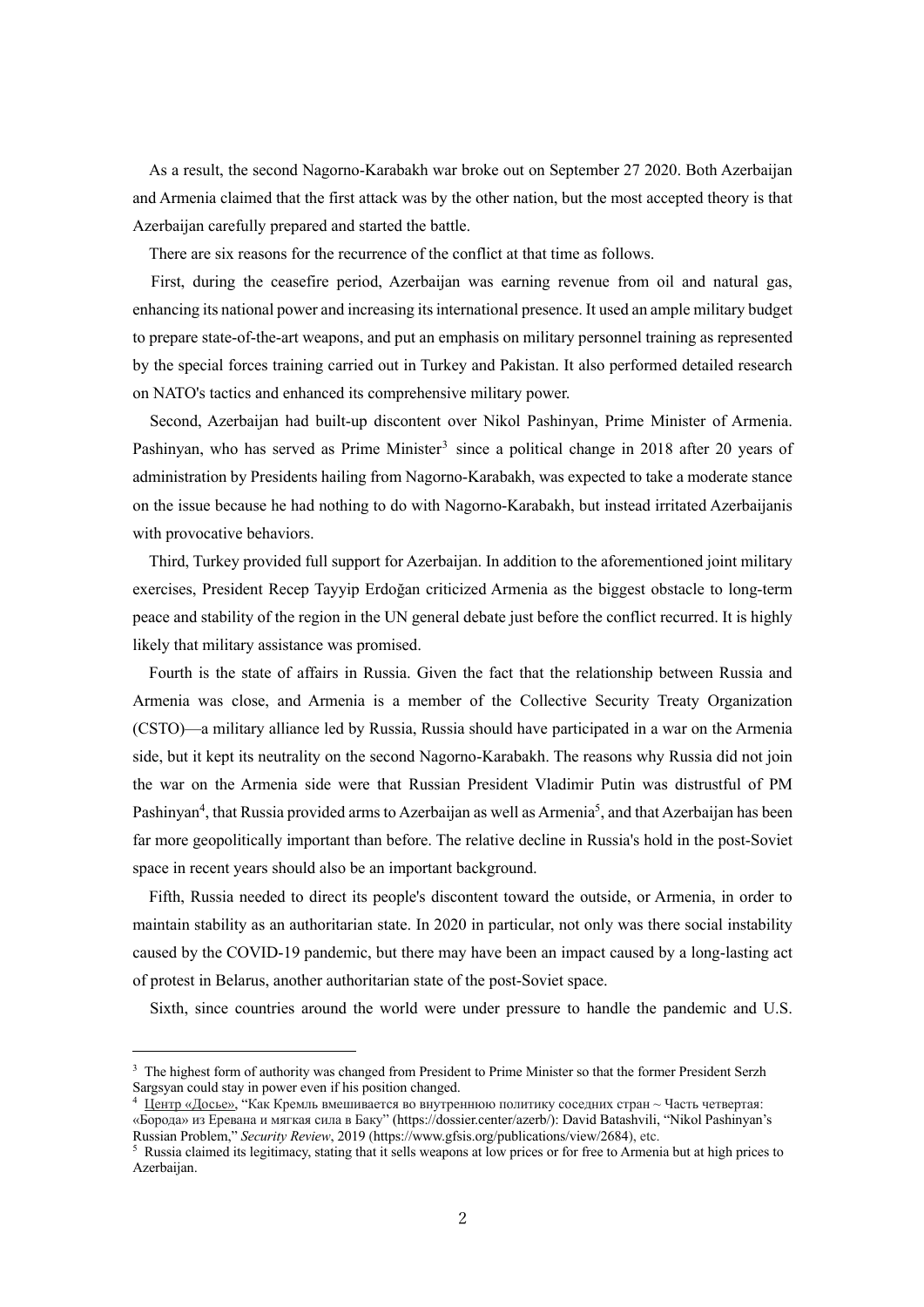As a result, the second Nagorno-Karabakh war broke out on September 27 2020. Both Azerbaijan and Armenia claimed that the first attack was by the other nation, but the most accepted theory is that Azerbaijan carefully prepared and started the battle.

There are six reasons for the recurrence of the conflict at that time as follows.

First, during the ceasefire period, Azerbaijan was earning revenue from oil and natural gas, enhancing its national power and increasing its international presence. It used an ample military budget to prepare state-of-the-art weapons, and put an emphasis on military personnel training as represented by the special forces training carried out in Turkey and Pakistan. It also performed detailed research on NATO's tactics and enhanced its comprehensive military power.

Second, Azerbaijan had built-up discontent over Nikol Pashinyan, Prime Minister of Armenia. Pashinyan, who has served as Prime Minister[3] since a political change in 2018 after 20 years of administration by Presidents hailing from Nagorno-Karabakh, was expected to take a moderate stance on the issue because he had nothing to do with Nagorno-Karabakh, but instead irritated Azerbaijanis with provocative behaviors.

Third, Turkey provided full support for Azerbaijan. In addition to the aforementioned joint military exercises, President Recep Tayyip Erdoğan criticized Armenia as the biggest obstacle to long-term peace and stability of the region in the UN general debate just before the conflict recurred. It is highly likely that military assistance was promised.

Fourth is the state of affairs in Russia. Given the fact that the relationship between Russia and Armenia was close, and Armenia is a member of the Collective Security Treaty Organization (CSTO)—a military alliance led by Russia, Russia should have participated in a war on the Armenia side, but it kept its neutrality on the second Nagorno-Karabakh. The reasons why Russia did not join the war on the Armenia side were that Russian President Vladimir Putin was distrustful of PM Pashinyan[4], that Russia provided arms to Azerbaijan as well as Armenia[5], and that Azerbaijan has been far more geopolitically important than before. The relative decline in Russia's hold in the post-Soviet space in recent years should also be an important background.

Fifth, Russia needed to direct its people's discontent toward the outside, or Armenia, in order to maintain stability as an authoritarian state. In 2020 in particular, not only was there social instability caused by the COVID-19 pandemic, but there may have been an impact caused by a long-lasting act of protest in Belarus, another authoritarian state of the post-Soviet space.

Sixth, since countries around the world were under pressure to handle the pandemic and U.S.

---

[3] The highest form of authority was changed from President to Prime Minister so that the former President Serzh Sargsyan could stay in power even if his position changed.

[4] Центр «Досье», "Как Кремль вмешивается во внутреннюю политику соседних стран ~ Часть четвертая: «Борода» из Еревана и мягкая сила в Баку" (https://dossier.center/azerb/): David Batashvili, "Nikol Pashinyan's Russian Problem," *Security Review*, 2019 (https://www.gfsis.org/publications/view/2684), etc.

[5] Russia claimed its legitimacy, stating that it sells weapons at low prices or for free to Armenia but at high prices to Azerbaijan.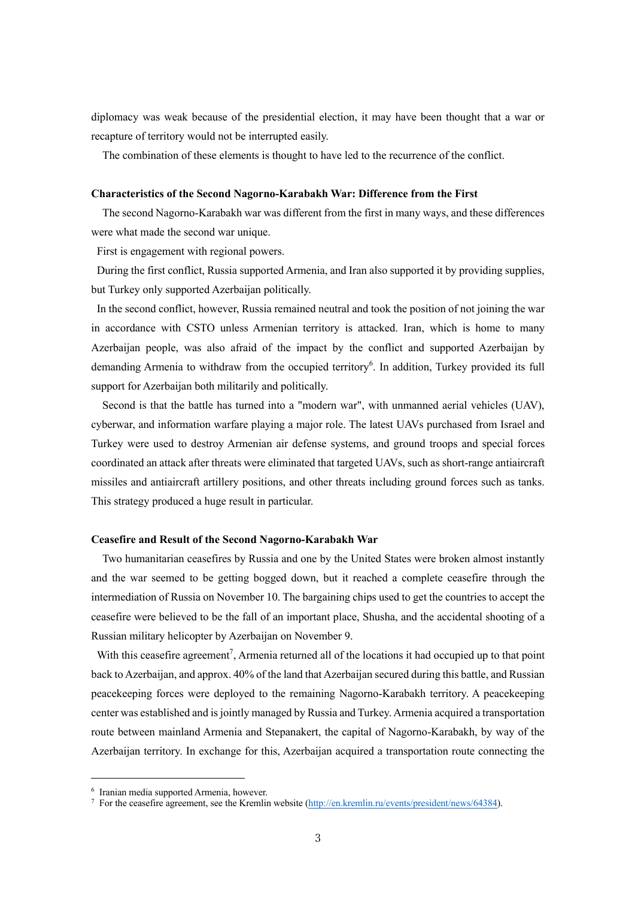diplomacy was weak because of the presidential election, it may have been thought that a war or recapture of territory would not be interrupted easily.

The combination of these elements is thought to have led to the recurrence of the conflict.

### Characteristics of the Second Nagorno-Karabakh War: Difference from the First

The second Nagorno-Karabakh war was different from the first in many ways, and these differences were what made the second war unique.

First is engagement with regional powers.

During the first conflict, Russia supported Armenia, and Iran also supported it by providing supplies, but Turkey only supported Azerbaijan politically.

In the second conflict, however, Russia remained neutral and took the position of not joining the war in accordance with CSTO unless Armenian territory is attacked. Iran, which is home to many Azerbaijan people, was also afraid of the impact by the conflict and supported Azerbaijan by demanding Armenia to withdraw from the occupied territory[6]. In addition, Turkey provided its full support for Azerbaijan both militarily and politically.

Second is that the battle has turned into a "modern war", with unmanned aerial vehicles (UAV), cyberwar, and information warfare playing a major role. The latest UAVs purchased from Israel and Turkey were used to destroy Armenian air defense systems, and ground troops and special forces coordinated an attack after threats were eliminated that targeted UAVs, such as short-range antiaircraft missiles and antiaircraft artillery positions, and other threats including ground forces such as tanks. This strategy produced a huge result in particular.

### Ceasefire and Result of the Second Nagorno-Karabakh War

Two humanitarian ceasefires by Russia and one by the United States were broken almost instantly and the war seemed to be getting bogged down, but it reached a complete ceasefire through the intermediation of Russia on November 10. The bargaining chips used to get the countries to accept the ceasefire were believed to be the fall of an important place, Shusha, and the accidental shooting of a Russian military helicopter by Azerbaijan on November 9.

With this ceasefire agreement[7], Armenia returned all of the locations it had occupied up to that point back to Azerbaijan, and approx. 40% of the land that Azerbaijan secured during this battle, and Russian peacekeeping forces were deployed to the remaining Nagorno-Karabakh territory. A peacekeeping center was established and is jointly managed by Russia and Turkey. Armenia acquired a transportation route between mainland Armenia and Stepanakert, the capital of Nagorno-Karabakh, by way of the Azerbaijan territory. In exchange for this, Azerbaijan acquired a transportation route connecting the

---

[6] Iranian media supported Armenia, however.

[7] For the ceasefire agreement, see the Kremlin website (http://en.kremlin.ru/events/president/news/64384).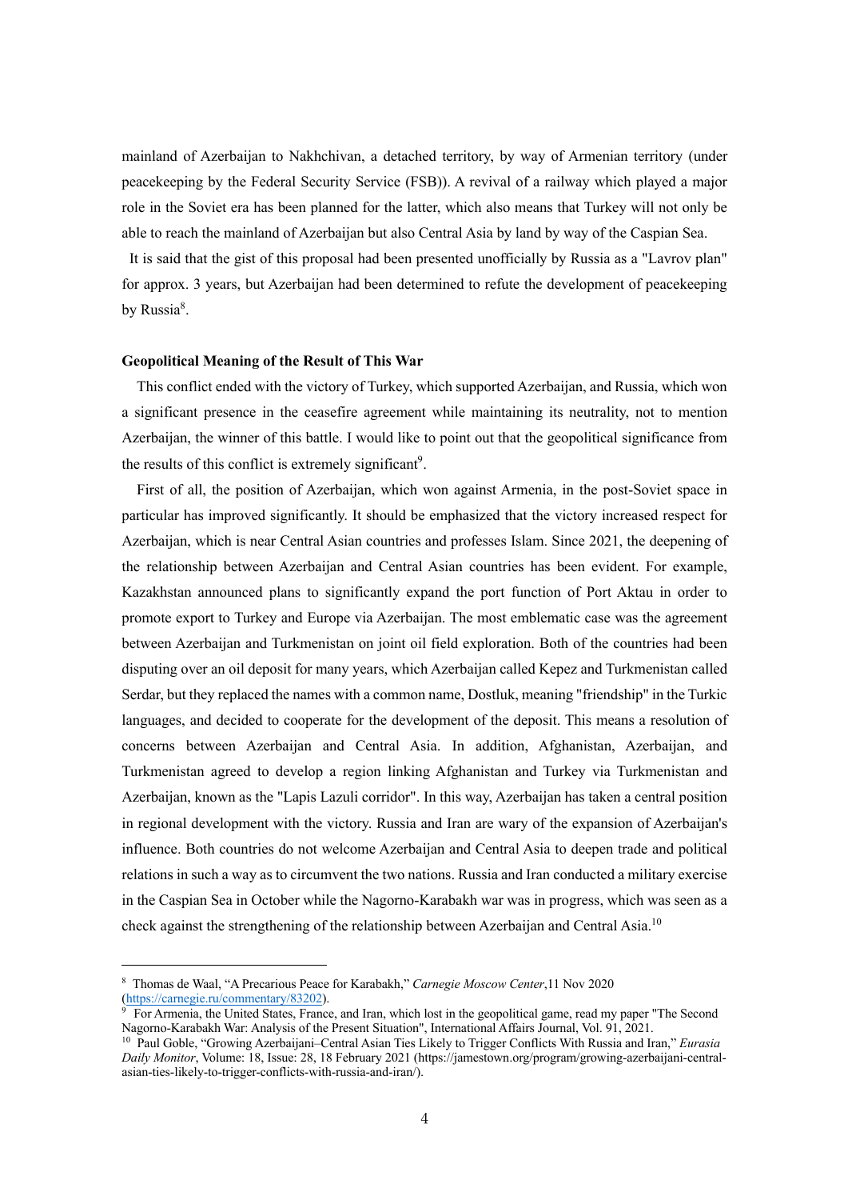mainland of Azerbaijan to Nakhchivan, a detached territory, by way of Armenian territory (under peacekeeping by the Federal Security Service (FSB)). A revival of a railway which played a major role in the Soviet era has been planned for the latter, which also means that Turkey will not only be able to reach the mainland of Azerbaijan but also Central Asia by land by way of the Caspian Sea.

It is said that the gist of this proposal had been presented unofficially by Russia as a "Lavrov plan" for approx. 3 years, but Azerbaijan had been determined to refute the development of peacekeeping by Russia[8].

**Geopolitical Meaning of the Result of This War**

This conflict ended with the victory of Turkey, which supported Azerbaijan, and Russia, which won a significant presence in the ceasefire agreement while maintaining its neutrality, not to mention Azerbaijan, the winner of this battle. I would like to point out that the geopolitical significance from the results of this conflict is extremely significant[9].

First of all, the position of Azerbaijan, which won against Armenia, in the post-Soviet space in particular has improved significantly. It should be emphasized that the victory increased respect for Azerbaijan, which is near Central Asian countries and professes Islam. Since 2021, the deepening of the relationship between Azerbaijan and Central Asian countries has been evident. For example, Kazakhstan announced plans to significantly expand the port function of Port Aktau in order to promote export to Turkey and Europe via Azerbaijan. The most emblematic case was the agreement between Azerbaijan and Turkmenistan on joint oil field exploration. Both of the countries had been disputing over an oil deposit for many years, which Azerbaijan called Kepez and Turkmenistan called Serdar, but they replaced the names with a common name, Dostluk, meaning "friendship" in the Turkic languages, and decided to cooperate for the development of the deposit. This means a resolution of concerns between Azerbaijan and Central Asia. In addition, Afghanistan, Azerbaijan, and Turkmenistan agreed to develop a region linking Afghanistan and Turkey via Turkmenistan and Azerbaijan, known as the "Lapis Lazuli corridor". In this way, Azerbaijan has taken a central position in regional development with the victory. Russia and Iran are wary of the expansion of Azerbaijan's influence. Both countries do not welcome Azerbaijan and Central Asia to deepen trade and political relations in such a way as to circumvent the two nations. Russia and Iran conducted a military exercise in the Caspian Sea in October while the Nagorno-Karabakh war was in progress, which was seen as a check against the strengthening of the relationship between Azerbaijan and Central Asia.[10]

---

[8] Thomas de Waal, "A Precarious Peace for Karabakh," *Carnegie Moscow Center*,11 Nov 2020 (https://carnegie.ru/commentary/83202).

[9] For Armenia, the United States, France, and Iran, which lost in the geopolitical game, read my paper "The Second Nagorno-Karabakh War: Analysis of the Present Situation", International Affairs Journal, Vol. 91, 2021.

[10] Paul Goble, "Growing Azerbaijani–Central Asian Ties Likely to Trigger Conflicts With Russia and Iran," *Eurasia Daily Monitor*, Volume: 18, Issue: 28, 18 February 2021 (https://jamestown.org/program/growing-azerbaijani-central-asian-ties-likely-to-trigger-conflicts-with-russia-and-iran/).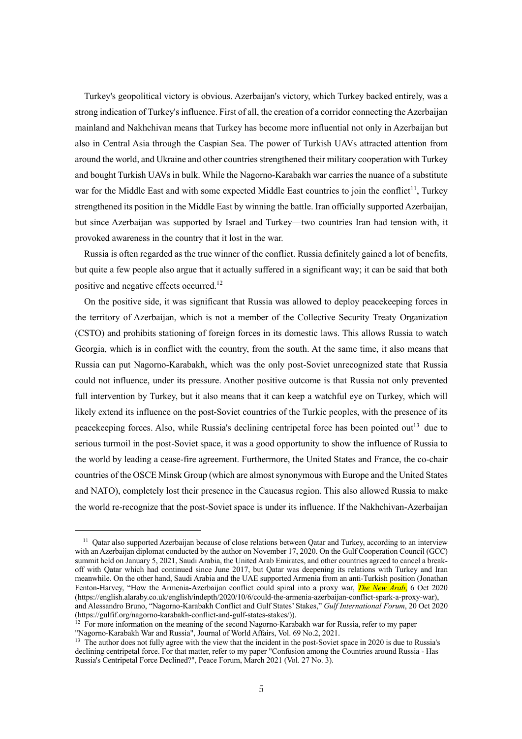Turkey's geopolitical victory is obvious. Azerbaijan's victory, which Turkey backed entirely, was a strong indication of Turkey's influence. First of all, the creation of a corridor connecting the Azerbaijan mainland and Nakhchivan means that Turkey has become more influential not only in Azerbaijan but also in Central Asia through the Caspian Sea. The power of Turkish UAVs attracted attention from around the world, and Ukraine and other countries strengthened their military cooperation with Turkey and bought Turkish UAVs in bulk. While the Nagorno-Karabakh war carries the nuance of a substitute war for the Middle East and with some expected Middle East countries to join the conflict[11], Turkey strengthened its position in the Middle East by winning the battle. Iran officially supported Azerbaijan, but since Azerbaijan was supported by Israel and Turkey—two countries Iran had tension with, it provoked awareness in the country that it lost in the war.

Russia is often regarded as the true winner of the conflict. Russia definitely gained a lot of benefits, but quite a few people also argue that it actually suffered in a significant way; it can be said that both positive and negative effects occurred.[12]

On the positive side, it was significant that Russia was allowed to deploy peacekeeping forces in the territory of Azerbaijan, which is not a member of the Collective Security Treaty Organization (CSTO) and prohibits stationing of foreign forces in its domestic laws. This allows Russia to watch Georgia, which is in conflict with the country, from the south. At the same time, it also means that Russia can put Nagorno-Karabakh, which was the only post-Soviet unrecognized state that Russia could not influence, under its pressure. Another positive outcome is that Russia not only prevented full intervention by Turkey, but it also means that it can keep a watchful eye on Turkey, which will likely extend its influence on the post-Soviet countries of the Turkic peoples, with the presence of its peacekeeping forces. Also, while Russia's declining centripetal force has been pointed out[13] due to serious turmoil in the post-Soviet space, it was a good opportunity to show the influence of Russia to the world by leading a cease-fire agreement. Furthermore, the United States and France, the co-chair countries of the OSCE Minsk Group (which are almost synonymous with Europe and the United States and NATO), completely lost their presence in the Caucasus region. This also allowed Russia to make the world re-recognize that the post-Soviet space is under its influence. If the Nakhchivan-Azerbaijan

---

[11] Qatar also supported Azerbaijan because of close relations between Qatar and Turkey, according to an interview with an Azerbaijan diplomat conducted by the author on November 17, 2020. On the Gulf Cooperation Council (GCC) summit held on January 5, 2021, Saudi Arabia, the United Arab Emirates, and other countries agreed to cancel a break-off with Qatar which had continued since June 2017, but Qatar was deepening its relations with Turkey and Iran meanwhile. On the other hand, Saudi Arabia and the UAE supported Armenia from an anti-Turkish position (Jonathan Fenton-Harvey, "How the Armenia-Azerbaijan conflict could spiral into a proxy war, *The New Arab*, 6 Oct 2020 (https://english.alaraby.co.uk/english/indepth/2020/10/6/could-the-armenia-azerbaijan-conflict-spark-a-proxy-war), and Alessandro Bruno, "Nagorno-Karabakh Conflict and Gulf States' Stakes," *Gulf International Forum*, 20 Oct 2020 (https://gulfif.org/nagorno-karabakh-conflict-and-gulf-states-stakes/)).

[12] For more information on the meaning of the second Nagorno-Karabakh war for Russia, refer to my paper "Nagorno-Karabakh War and Russia", Journal of World Affairs, Vol. 69 No.2, 2021.

[13] The author does not fully agree with the view that the incident in the post-Soviet space in 2020 is due to Russia's declining centripetal force. For that matter, refer to my paper "Confusion among the Countries around Russia - Has Russia's Centripetal Force Declined?", Peace Forum, March 2021 (Vol. 27 No. 3).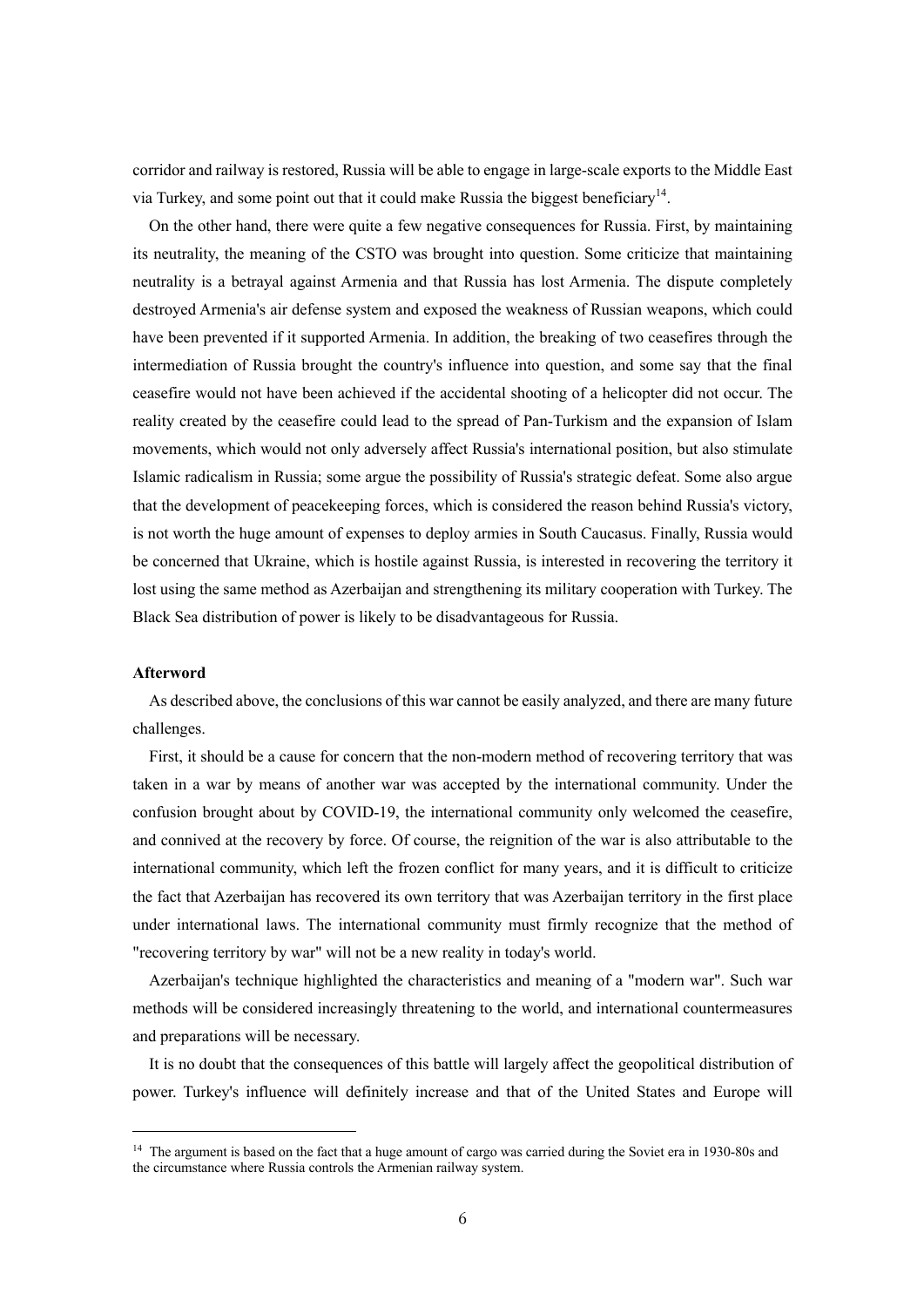corridor and railway is restored, Russia will be able to engage in large-scale exports to the Middle East via Turkey, and some point out that it could make Russia the biggest beneficiary[14].

On the other hand, there were quite a few negative consequences for Russia. First, by maintaining its neutrality, the meaning of the CSTO was brought into question. Some criticize that maintaining neutrality is a betrayal against Armenia and that Russia has lost Armenia. The dispute completely destroyed Armenia's air defense system and exposed the weakness of Russian weapons, which could have been prevented if it supported Armenia. In addition, the breaking of two ceasefires through the intermediation of Russia brought the country's influence into question, and some say that the final ceasefire would not have been achieved if the accidental shooting of a helicopter did not occur. The reality created by the ceasefire could lead to the spread of Pan-Turkism and the expansion of Islam movements, which would not only adversely affect Russia's international position, but also stimulate Islamic radicalism in Russia; some argue the possibility of Russia's strategic defeat. Some also argue that the development of peacekeeping forces, which is considered the reason behind Russia's victory, is not worth the huge amount of expenses to deploy armies in South Caucasus. Finally, Russia would be concerned that Ukraine, which is hostile against Russia, is interested in recovering the territory it lost using the same method as Azerbaijan and strengthening its military cooperation with Turkey. The Black Sea distribution of power is likely to be disadvantageous for Russia.

**Afterword**

As described above, the conclusions of this war cannot be easily analyzed, and there are many future challenges.

First, it should be a cause for concern that the non-modern method of recovering territory that was taken in a war by means of another war was accepted by the international community. Under the confusion brought about by COVID-19, the international community only welcomed the ceasefire, and connived at the recovery by force. Of course, the reignition of the war is also attributable to the international community, which left the frozen conflict for many years, and it is difficult to criticize the fact that Azerbaijan has recovered its own territory that was Azerbaijan territory in the first place under international laws. The international community must firmly recognize that the method of "recovering territory by war" will not be a new reality in today's world.

Azerbaijan's technique highlighted the characteristics and meaning of a "modern war". Such war methods will be considered increasingly threatening to the world, and international countermeasures and preparations will be necessary.

It is no doubt that the consequences of this battle will largely affect the geopolitical distribution of power. Turkey's influence will definitely increase and that of the United States and Europe will

---

[14] The argument is based on the fact that a huge amount of cargo was carried during the Soviet era in 1930-80s and the circumstance where Russia controls the Armenian railway system.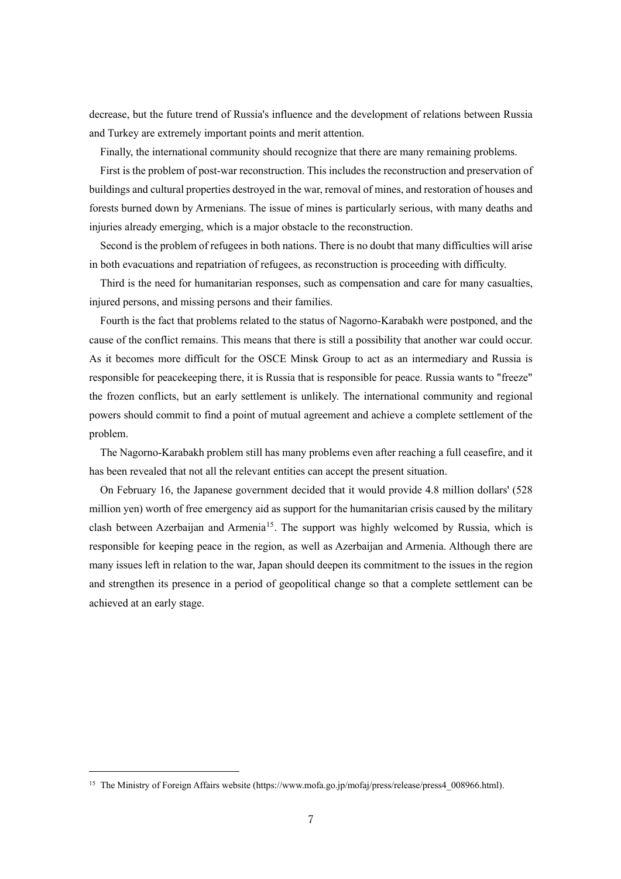decrease, but the future trend of Russia's influence and the development of relations between Russia and Turkey are extremely important points and merit attention.

Finally, the international community should recognize that there are many remaining problems.

First is the problem of post-war reconstruction. This includes the reconstruction and preservation of buildings and cultural properties destroyed in the war, removal of mines, and restoration of houses and forests burned down by Armenians. The issue of mines is particularly serious, with many deaths and injuries already emerging, which is a major obstacle to the reconstruction.

Second is the problem of refugees in both nations. There is no doubt that many difficulties will arise in both evacuations and repatriation of refugees, as reconstruction is proceeding with difficulty.

Third is the need for humanitarian responses, such as compensation and care for many casualties, injured persons, and missing persons and their families.

Fourth is the fact that problems related to the status of Nagorno-Karabakh were postponed, and the cause of the conflict remains. This means that there is still a possibility that another war could occur. As it becomes more difficult for the OSCE Minsk Group to act as an intermediary and Russia is responsible for peacekeeping there, it is Russia that is responsible for peace. Russia wants to "freeze" the frozen conflicts, but an early settlement is unlikely. The international community and regional powers should commit to find a point of mutual agreement and achieve a complete settlement of the problem.

The Nagorno-Karabakh problem still has many problems even after reaching a full ceasefire, and it has been revealed that not all the relevant entities can accept the present situation.

On February 16, the Japanese government decided that it would provide 4.8 million dollars' (528 million yen) worth of free emergency aid as support for the humanitarian crisis caused by the military clash between Azerbaijan and Armenia[15]. The support was highly welcomed by Russia, which is responsible for keeping peace in the region, as well as Azerbaijan and Armenia. Although there are many issues left in relation to the war, Japan should deepen its commitment to the issues in the region and strengthen its presence in a period of geopolitical change so that a complete settlement can be achieved at an early stage.

---

[15] The Ministry of Foreign Affairs website (https://www.mofa.go.jp/mofaj/press/release/press4_008966.html).